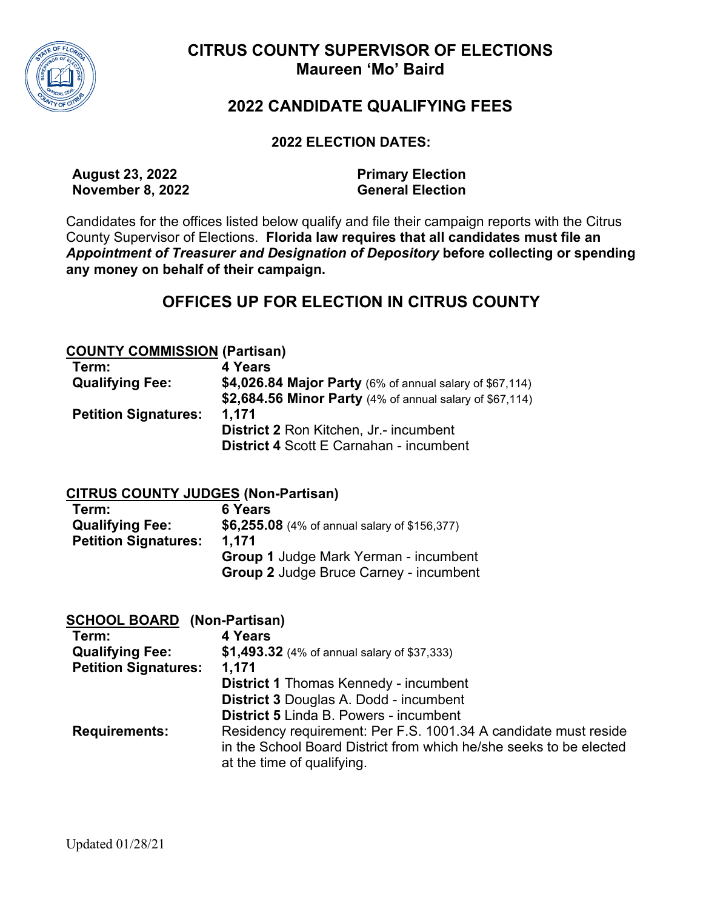# CITRUS COUNTY SUPERVISOR OF ELECTIONS
## Maureen 'Mo' Baird

## 2022 CANDIDATE QUALIFYING FEES

**2022 ELECTION DATES:**

| | |
|---|---|
| **August 23, 2022** | **Primary Election** |
| **November 8, 2022** | **General Election** |

Candidates for the offices listed below qualify and file their campaign reports with the Citrus County Supervisor of Elections. **Florida law requires that all candidates must file an *Appointment of Treasurer and Designation of Depository* before collecting or spending any money on behalf of their campaign.**

## OFFICES UP FOR ELECTION IN CITRUS COUNTY

**COUNTY COMMISSION (Partisan)**

| | |
|---|---|
| **Term:** | **4 Years** |
| **Qualifying Fee:** | **$4,026.84 Major Party** (6% of annual salary of $67,114) |
| | **$2,684.56 Minor Party** (4% of annual salary of $67,114) |
| **Petition Signatures:** | **1,171** |
| | **District 2** Ron Kitchen, Jr.- incumbent |
| | **District 4** Scott E Carnahan - incumbent |

**CITRUS COUNTY JUDGES (Non-Partisan)**

| | |
|---|---|
| **Term:** | **6 Years** |
| **Qualifying Fee:** | **$6,255.08** (4% of annual salary of $156,377) |
| **Petition Signatures:** | **1,171** |
| | **Group 1** Judge Mark Yerman - incumbent |
| | **Group 2** Judge Bruce Carney - incumbent |

**SCHOOL BOARD (Non-Partisan)**

| | |
|---|---|
| **Term:** | **4 Years** |
| **Qualifying Fee:** | **$1,493.32** (4% of annual salary of $37,333) |
| **Petition Signatures:** | **1,171** |
| | **District 1** Thomas Kennedy - incumbent |
| | **District 3** Douglas A. Dodd - incumbent |
| | **District 5** Linda B. Powers - incumbent |
| **Requirements:** | Residency requirement: Per F.S. 1001.34 A candidate must reside in the School Board District from which he/she seeks to be elected at the time of qualifying. |

Updated 01/28/21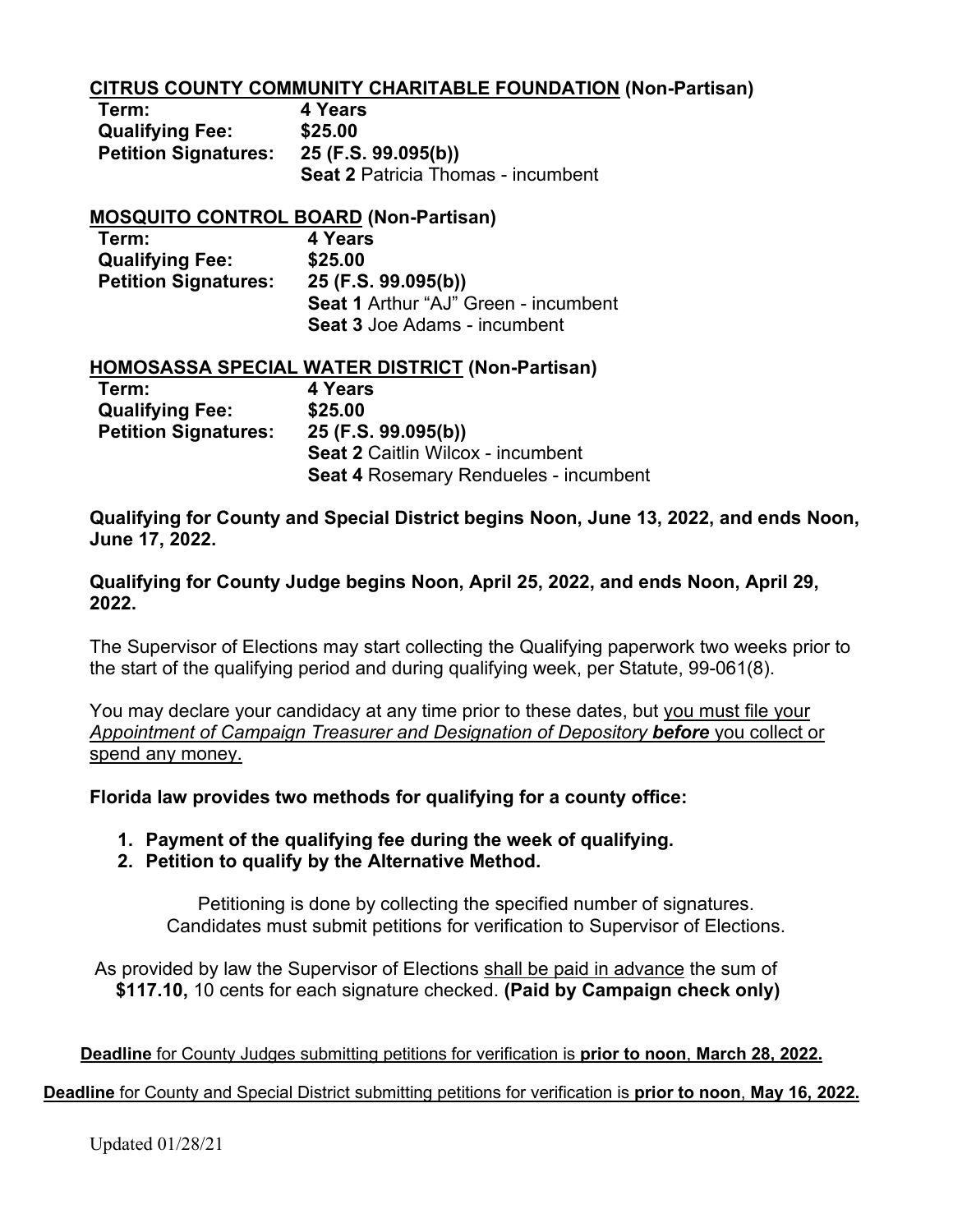**CITRUS COUNTY COMMUNITY CHARITABLE FOUNDATION (Non-Partisan)**

| | |
|---|---|
| **Term:** | **4 Years** |
| **Qualifying Fee:** | **$25.00** |
| **Petition Signatures:** | **25 (F.S. 99.095(b))** |
| | **Seat 2** Patricia Thomas - incumbent |

**MOSQUITO CONTROL BOARD (Non-Partisan)**

| | |
|---|---|
| **Term:** | **4 Years** |
| **Qualifying Fee:** | **$25.00** |
| **Petition Signatures:** | **25 (F.S. 99.095(b))** |
| | **Seat 1** Arthur "AJ" Green - incumbent |
| | **Seat 3** Joe Adams - incumbent |

**HOMOSASSA SPECIAL WATER DISTRICT (Non-Partisan)**

| | |
|---|---|
| **Term:** | **4 Years** |
| **Qualifying Fee:** | **$25.00** |
| **Petition Signatures:** | **25 (F.S. 99.095(b))** |
| | **Seat 2** Caitlin Wilcox - incumbent |
| | **Seat 4** Rosemary Rendueles - incumbent |

**Qualifying for County and Special District begins Noon, June 13, 2022, and ends Noon, June 17, 2022.**

**Qualifying for County Judge begins Noon, April 25, 2022, and ends Noon, April 29, 2022.**

The Supervisor of Elections may start collecting the Qualifying paperwork two weeks prior to the start of the qualifying period and during qualifying week, per Statute, 99-061(8).

You may declare your candidacy at any time prior to these dates, but you must file your *Appointment of Campaign Treasurer and Designation of Depository* ***before*** you collect or spend any money.

**Florida law provides two methods for qualifying for a county office:**

1. **Payment of the qualifying fee during the week of qualifying.**
2. **Petition to qualify by the Alternative Method.**

Petitioning is done by collecting the specified number of signatures. Candidates must submit petitions for verification to Supervisor of Elections.

As provided by law the Supervisor of Elections shall be paid in advance the sum of **$117.10,** 10 cents for each signature checked. **(Paid by Campaign check only)**

**Deadline** for County Judges submitting petitions for verification is **prior to noon**, **March 28, 2022.**

**Deadline** for County and Special District submitting petitions for verification is **prior to noon**, **May 16, 2022.**

Updated 01/28/21